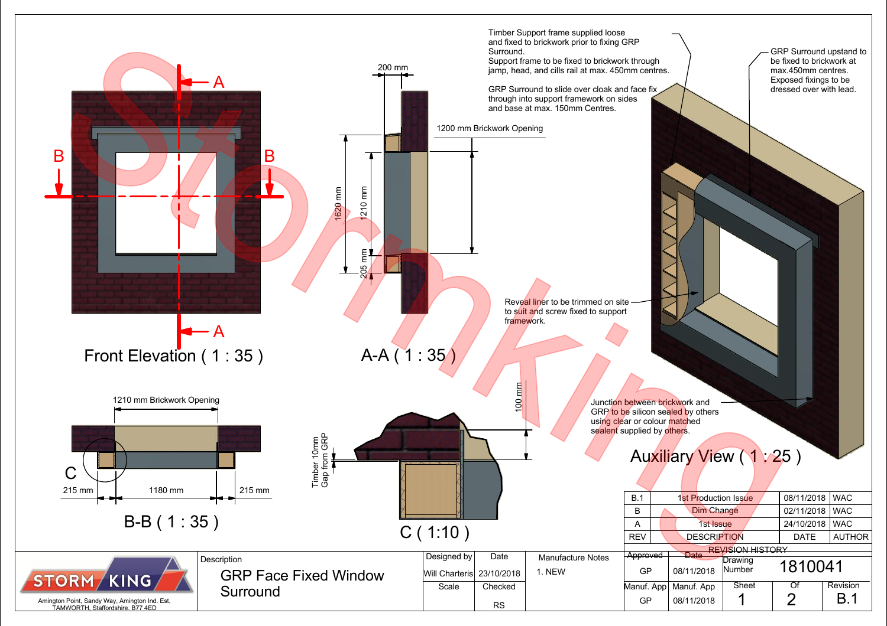Timber Support frame supplied loose and fixed to brickwork prior to fixing GRP Surround.
Support frame to be fixed to brickwork through jamp, head, and cills rail at max. 450mm centres.

GRP Surround to slide over cloak and face fix through into support framework on sides and base at max. 150mm Centres.

GRP Surround upstand to be fixed to brickwork at max.450mm centres. Exposed fixings to be dressed over with lead.

Reveal liner to be trimmed on site to suit and screw fixed to support framework.

Junction between brickwork and GRP to be silicon sealed by others using clear or colour matched sealent supplied by others.

200 mm

1200 mm Brickwork Opening

1620 mm

1210 mm

205 mm

1210 mm Brickwork Opening

215 mm 1180 mm 215 mm

Timber 10mm Gap from GRP

100 mm

A A B B C

Front Elevation ( 1 : 35 )

A-A ( 1 : 35 )

B-B ( 1 : 35 )

C ( 1:10 )

Auxiliary View ( 1 : 25 )

| REV | DESCRIPTION | DATE | AUTHOR |
|---|---|---|---|
| B.1 | 1st Production Issue | 08/11/2018 | WAC |
| B | Dim Change | 02/11/2018 | WAC |
| A | 1st Issue | 24/10/2018 | WAC |

REVISION HISTORY

STORM KING
Amington Point, Sandy Way, Amington Ind. Est, TAMWORTH, Staffordshire. B77 4ED

| Description | Designed by | Date | Manufacture Notes | Approved | Date | Drawing Number | | |
|---|---|---|---|---|---|---|---|---|
| GRP Face Fixed Window Surround | Will Charteris | 23/10/2018 | 1. NEW | GP | 08/11/2018 | 1810041 | | |
| | Scale | Checked | | Manuf. App | Manuf. App | Sheet | Of | Revision |
| | | RS | | GP | 08/11/2018 | 1 | 2 | B.1 |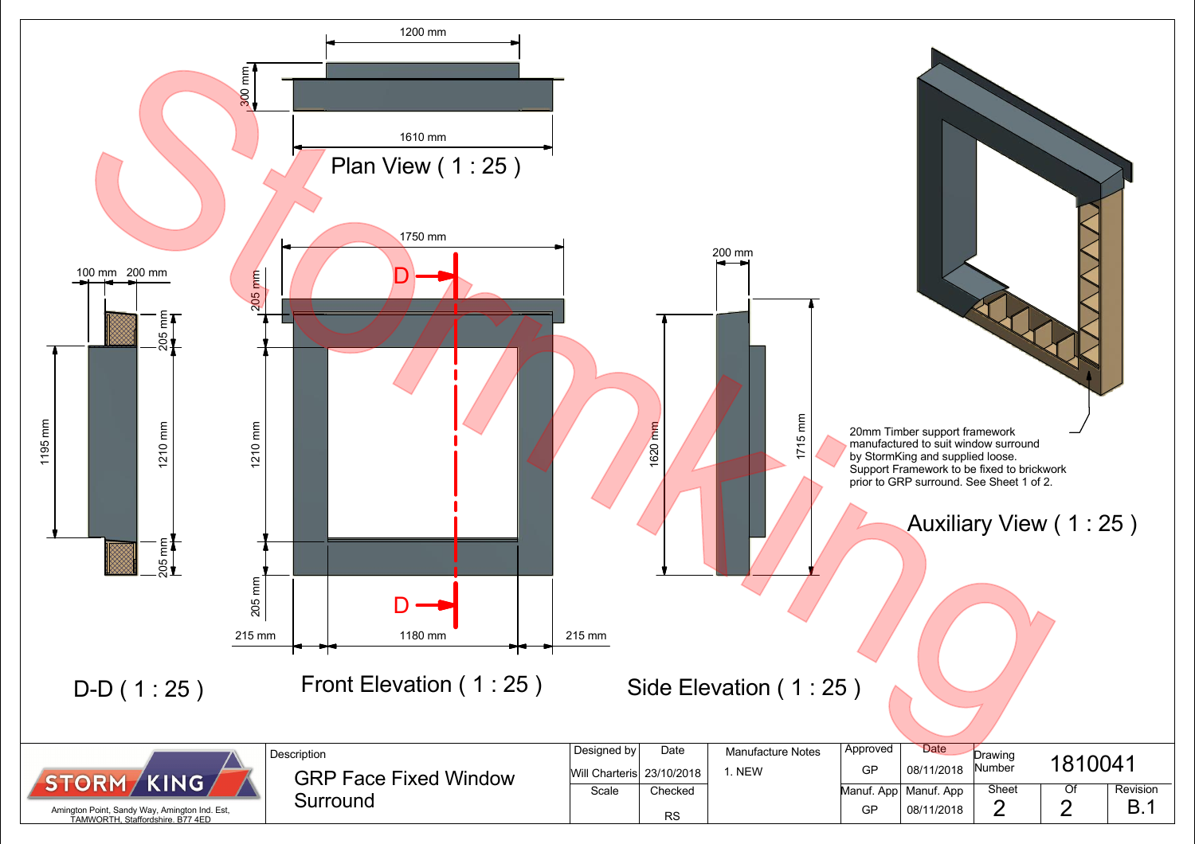Plan View ( 1 : 25 )

1200 mm

300 mm

1610 mm

D-D ( 1 : 25 )

100 mm 200 mm

205 mm

1195 mm

1210 mm

205 mm

Front Elevation ( 1 : 25 )

1750 mm

205 mm

1210 mm

205 mm

215 mm 1180 mm 215 mm

D

D

Side Elevation ( 1 : 25 )

200 mm

1620 mm

1715 mm

Auxiliary View ( 1 : 25 )

20mm Timber support framework manufactured to suit window surround by StormKing and supplied loose.
Support Framework to be fixed to brickwork prior to GRP surround. See Sheet 1 of 2.

StormKing

| | | | | | | | | | |
|---|---|---|---|---|---|---|---|---|---|
| STORM KING<br>Amington Point, Sandy Way, Amington Ind. Est, TAMWORTH, Staffordshire. B77 4ED | Description<br>GRP Face Fixed Window Surround | Designed by<br>Will Charteris | Date<br>23/10/2018 | Manufacture Notes<br>1. NEW | Approved<br>GP | Date<br>08/11/2018 | Drawing Number<br>1810041 | | |
| | | Scale | Checked<br>RS | | Manuf. App<br>GP | Manuf. App<br>08/11/2018 | Sheet<br>2 | Of<br>2 | Revision<br>B.1 |